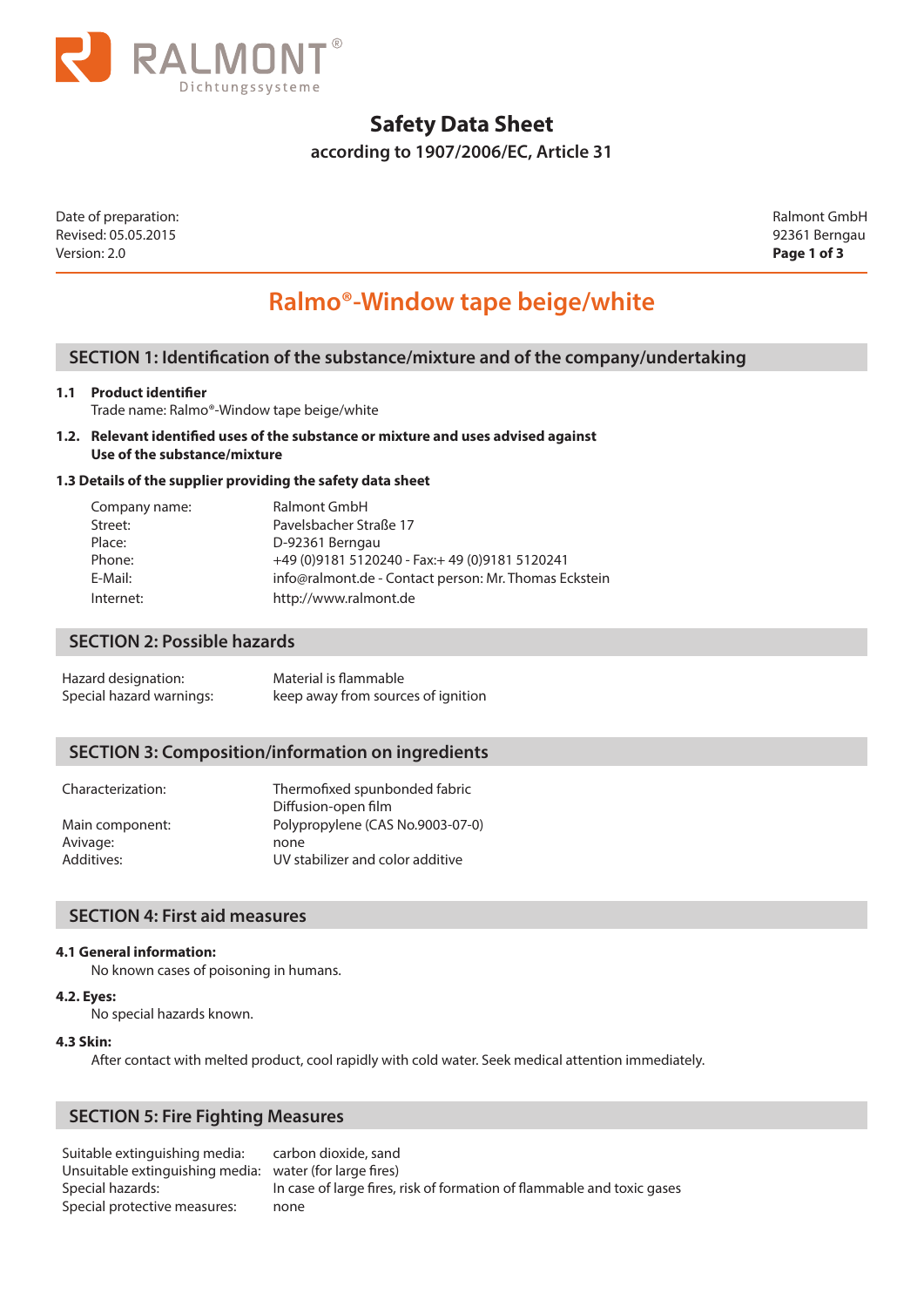RALMONT®
Dichtungssysteme

# Safety Data Sheet

**according to 1907/2006/EC, Article 31**

Date of preparation:
Revised: 05.05.2015
Version: 2.0

Ralmont GmbH
92361 Berngau

## Ralmo®-Window tape beige/white

## SECTION 1: Identification of the substance/mixture and of the company/undertaking

**1.1 Product identifier**

Trade name: Ralmo®-Window tape beige/white

**1.2. Relevant identified uses of the substance or mixture and uses advised against**
**Use of the substance/mixture**

**1.3 Details of the supplier providing the safety data sheet**

| | |
|---|---|
| Company name: | Ralmont GmbH |
| Street: | Pavelsbacher Straße 17 |
| Place: | D-92361 Berngau |
| Phone: | +49 (0)9181 5120240 - Fax:+ 49 (0)9181 5120241 |
| E-Mail: | info@ralmont.de - Contact person: Mr. Thomas Eckstein |
| Internet: | http://www.ralmont.de |

## SECTION 2: Possible hazards

| | |
|---|---|
| Hazard designation: | Material is flammable |
| Special hazard warnings: | keep away from sources of ignition |

## SECTION 3: Composition/information on ingredients

| | |
|---|---|
| Characterization: | Thermofixed spunbonded fabric<br>Diffusion-open film |
| Main component: | Polypropylene (CAS No.9003-07-0) |
| Avivage: | none |
| Additives: | UV stabilizer and color additive |

## SECTION 4: First aid measures

**4.1 General information:**

No known cases of poisoning in humans.

**4.2. Eyes:**

No special hazards known.

**4.3 Skin:**

After contact with melted product, cool rapidly with cold water. Seek medical attention immediately.

## SECTION 5: Fire Fighting Measures

| | |
|---|---|
| Suitable extinguishing media: | carbon dioxide, sand |
| Unsuitable extinguishing media: | water (for large fires) |
| Special hazards: | In case of large fires, risk of formation of flammable and toxic gases |
| Special protective measures: | none |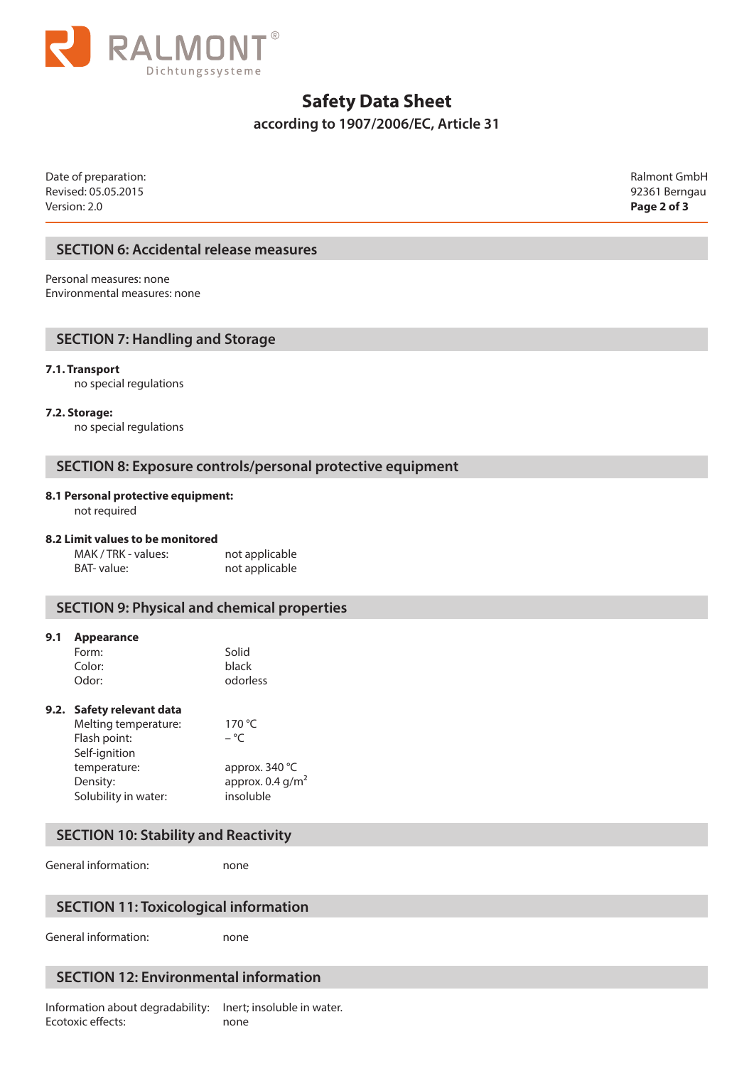## SECTION 6: Accidental release measures

Personal measures: none
Environmental measures: none

## SECTION 7: Handling and Storage

**7.1. Transport**

no special regulations

**7.2. Storage:**

no special regulations

## SECTION 8: Exposure controls/personal protective equipment

**8.1 Personal protective equipment:**

not required

**8.2 Limit values to be monitored**

| | |
|---|---|
| MAK / TRK - values: | not applicable |
| BAT- value: | not applicable |

## SECTION 9: Physical and chemical properties

**9.1 Appearance**

| | |
|---|---|
| Form: | Solid |
| Color: | black |
| Odor: | odorless |

**9.2. Safety relevant data**

| | |
|---|---|
| Melting temperature: | 170 °C |
| Flash point: | – °C |
| Self-ignition temperature: | approx. 340 °C |
| Density: | approx. 0.4 g/m² |
| Solubility in water: | insoluble |

## SECTION 10: Stability and Reactivity

General information: none

## SECTION 11: Toxicological information

General information: none

## SECTION 12: Environmental information

Information about degradability: Inert; insoluble in water.
Ecotoxic effects: none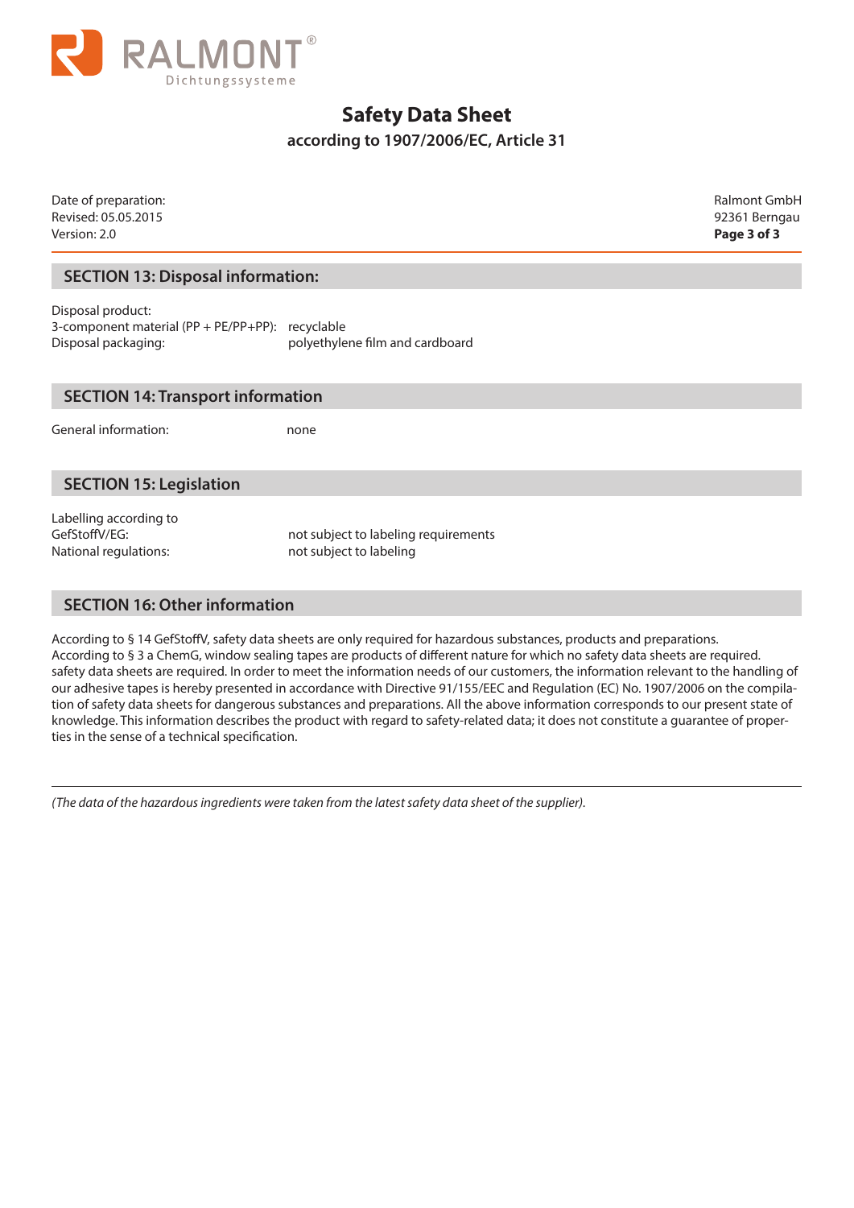# Safety Data Sheet

### according to 1907/2006/EC, Article 31

Date of preparation:
Revised: 05.05.2015
Version: 2.0

Ralmont GmbH
92361 Berngau

## SECTION 13: Disposal information:

| | |
|---|---|
| Disposal product: | |
| 3-component material (PP + PE/PP+PP): | recyclable |
| Disposal packaging: | polyethylene film and cardboard |

## SECTION 14: Transport information

| | |
|---|---|
| General information: | none |

## SECTION 15: Legislation

| | |
|---|---|
| Labelling according to GefStoffV/EG: | not subject to labeling requirements |
| National regulations: | not subject to labeling |

## SECTION 16: Other information

According to § 14 GefStoffV, safety data sheets are only required for hazardous substances, products and preparations. According to § 3 a ChemG, window sealing tapes are products of different nature for which no safety data sheets are required. safety data sheets are required. In order to meet the information needs of our customers, the information relevant to the handling of our adhesive tapes is hereby presented in accordance with Directive 91/155/EEC and Regulation (EC) No. 1907/2006 on the compilation of safety data sheets for dangerous substances and preparations. All the above information corresponds to our present state of knowledge. This information describes the product with regard to safety-related data; it does not constitute a guarantee of properties in the sense of a technical specification.

---

*(The data of the hazardous ingredients were taken from the latest safety data sheet of the supplier).*